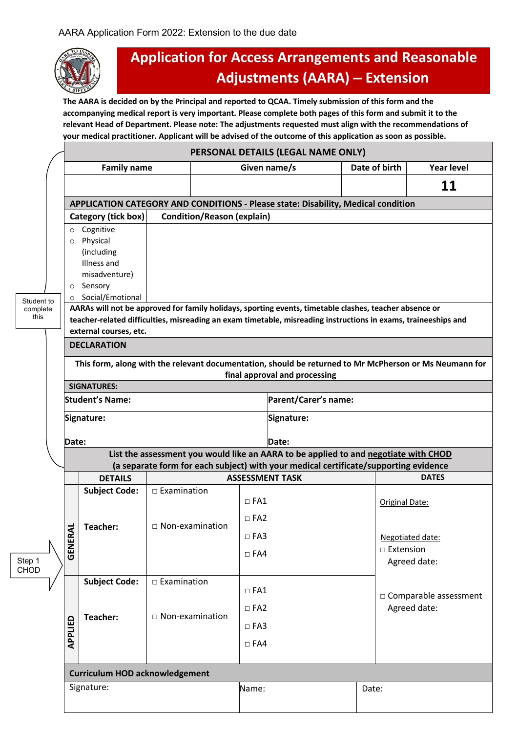AARA Application Form 2022: Extension to the due date

# Application for Access Arrangements and Reasonable Adjustments (AARA) – Extension

**The AARA is decided on by the Principal and reported to QCAA. Timely submission of this form and the accompanying medical report is very important. Please complete both pages of this form and submit it to the relevant Head of Department. Please note: The adjustments requested must align with the recommendations of your medical practitioner. Applicant will be advised of the outcome of this application as soon as possible.**

Student to complete this

| PERSONAL DETAILS (LEGAL NAME ONLY) | | | |
|---|---|---|---|
| **Family name** | **Given name/s** | **Date of birth** | **Year level** |
| | | | **11** |

**APPLICATION CATEGORY AND CONDITIONS - Please state: Disability, Medical condition**

| Category (tick box) | Condition/Reason (explain) |
|---|---|
| ○ Cognitive<br>○ Physical (including Illness and misadventure)<br>○ Sensory<br>○ Social/Emotional | |

**AARAs will not be approved for family holidays, sporting events, timetable clashes, teacher absence or teacher-related difficulties, misreading an exam timetable, misreading instructions in exams, traineeships and external courses, etc.**

**DECLARATION**

**This form, along with the relevant documentation, should be returned to Mr McPherson or Ms Neumann for final approval and processing**

**SIGNATURES:**

| | |
|---|---|
| **Student's Name:** | **Parent/Carer's name:** |
| **Signature:**<br><br>**Date:** | **Signature:**<br><br>**Date:** |

Step 1 CHOD

**List the assessment you would like an AARA to be applied to and negotiate with CHOD (a separate form for each subject) with your medical certificate/supporting evidence**

| | DETAILS | ASSESSMENT TASK | | DATES |
|---|---|---|---|---|
| **GENERAL** | **Subject Code:**<br><br>**Teacher:** | □ Examination<br><br>□ Non-examination | □ FA1<br>□ FA2<br>□ FA3<br>□ FA4 | Original Date:<br><br>Negotiated date:<br>□ Extension<br>Agreed date:<br><br>□ Comparable assessment<br>Agreed date: |
| **APPLIED** | **Subject Code:**<br><br>**Teacher:** | □ Examination<br><br>□ Non-examination | □ FA1<br>□ FA2<br>□ FA3<br>□ FA4 | |

**Curriculum HOD acknowledgement**

| Signature: | Name: | Date: |
|---|---|---|
| | | |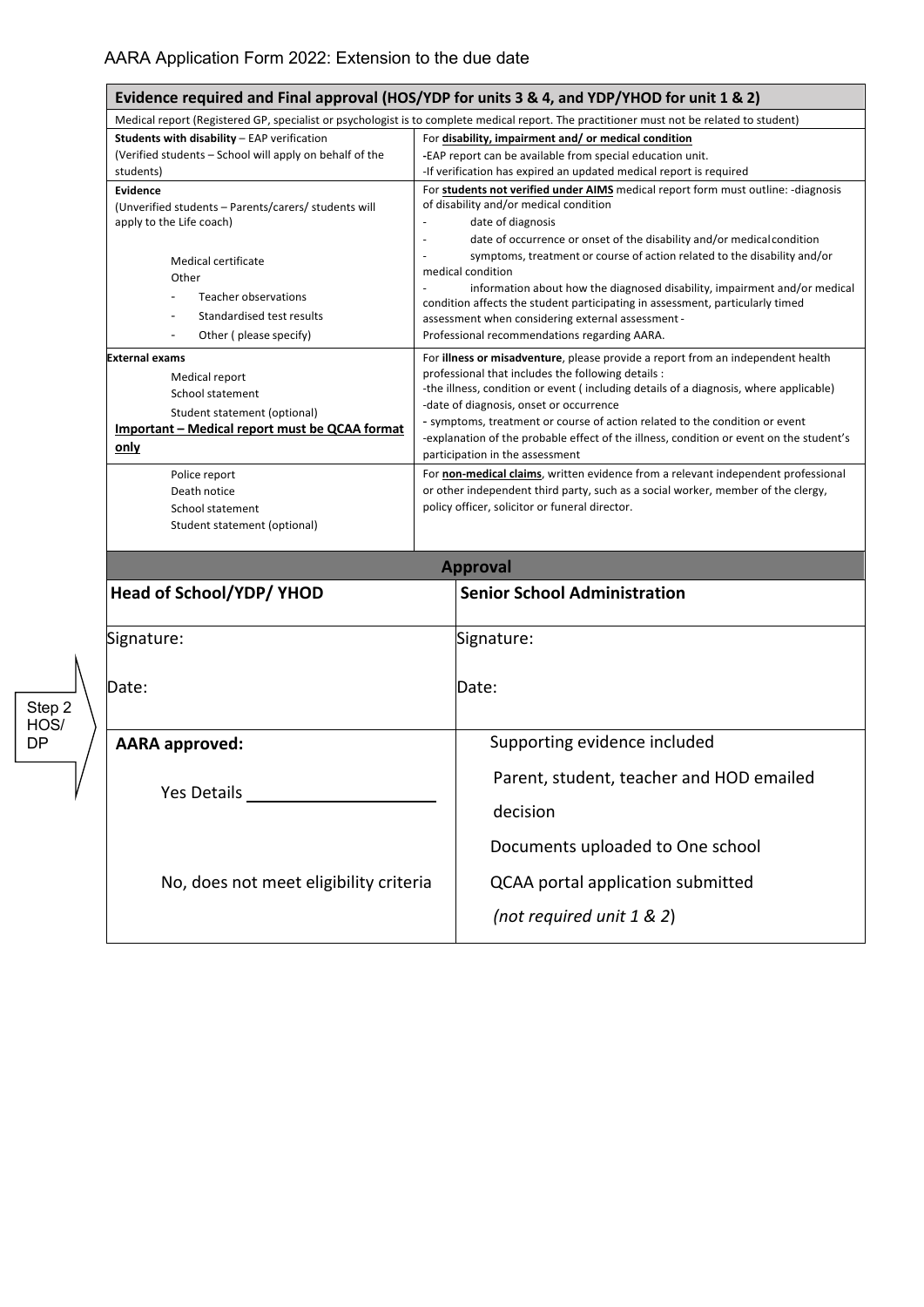AARA Application Form 2022: Extension to the due date

| Evidence required and Final approval (HOS/YDP for units 3 & 4, and YDP/YHOD for unit 1 & 2) | |
|---|---|
| Medical report (Registered GP, specialist or psychologist is to complete medical report. The practitioner must not be related to student) | |
| **Students with disability** – EAP verification<br>(Verified students – School will apply on behalf of the students) | For **disability, impairment and/ or medical condition**<br>-EAP report can be available from special education unit.<br>-If verification has expired an updated medical report is required |
| **Evidence**<br>(Unverified students – Parents/carers/ students will apply to the Life coach)<br><br>Medical certificate<br>Other<br>- Teacher observations<br>- Standardised test results<br>- Other ( please specify) | For **students not verified under AIMS** medical report form must outline: -diagnosis of disability and/or medical condition<br>- date of diagnosis<br>- date of occurrence or onset of the disability and/or medical condition<br>- symptoms, treatment or course of action related to the disability and/or medical condition<br>- information about how the diagnosed disability, impairment and/or medical condition affects the student participating in assessment, particularly timed assessment when considering external assessment -<br>Professional recommendations regarding AARA. |
| **External exams**<br>Medical report<br>School statement<br>Student statement (optional)<br>**Important – Medical report must be QCAA format only** | For **illness or misadventure**, please provide a report from an independent health professional that includes the following details :<br>-the illness, condition or event ( including details of a diagnosis, where applicable)<br>-date of diagnosis, onset or occurrence<br>- symptoms, treatment or course of action related to the condition or event<br>-explanation of the probable effect of the illness, condition or event on the student's participation in the assessment |
| Police report<br>Death notice<br>School statement<br>Student statement (optional) | For **non-medical claims**, written evidence from a relevant independent professional or other independent third party, such as a social worker, member of the clergy, policy officer, solicitor or funeral director. |

**Approval**

| **Head of School/YDP/ YHOD** | **Senior School Administration** |
|---|---|
| Signature: | Signature: |
| Date: | Date: |
| **AARA approved:**<br><br>Yes Details ____________________<br><br>No, does not meet eligibility criteria | Supporting evidence included<br>Parent, student, teacher and HOD emailed decision<br>Documents uploaded to One school<br>QCAA portal application submitted *(not required unit 1 & 2)* |

Step 2 HOS/ DP